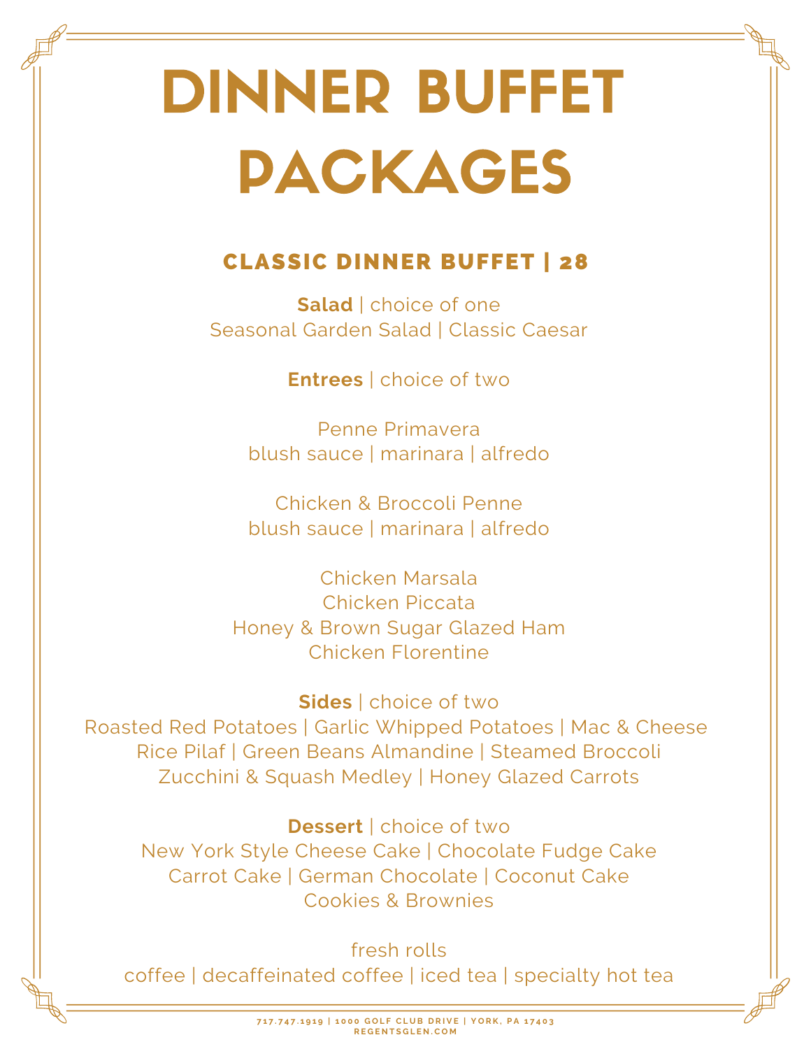# DINNER BUFFET PACKAGES

## CLASSIC DINNER BUFFET | 28

**Salad** | choice of one
Seasonal Garden Salad | Classic Caesar

**Entrees** | choice of two

Penne Primavera
blush sauce | marinara | alfredo

Chicken & Broccoli Penne
blush sauce | marinara | alfredo

Chicken Marsala
Chicken Piccata
Honey & Brown Sugar Glazed Ham
Chicken Florentine

**Sides** | choice of two
Roasted Red Potatoes | Garlic Whipped Potatoes | Mac & Cheese
Rice Pilaf | Green Beans Almandine | Steamed Broccoli
Zucchini & Squash Medley | Honey Glazed Carrots

**Dessert** | choice of two
New York Style Cheese Cake | Chocolate Fudge Cake
Carrot Cake | German Chocolate | Coconut Cake
Cookies & Brownies

fresh rolls
coffee | decaffeinated coffee | iced tea | specialty hot tea

717.747.1919 | 1000 GOLF CLUB DRIVE | YORK, PA 17403
REGENTSGLEN.COM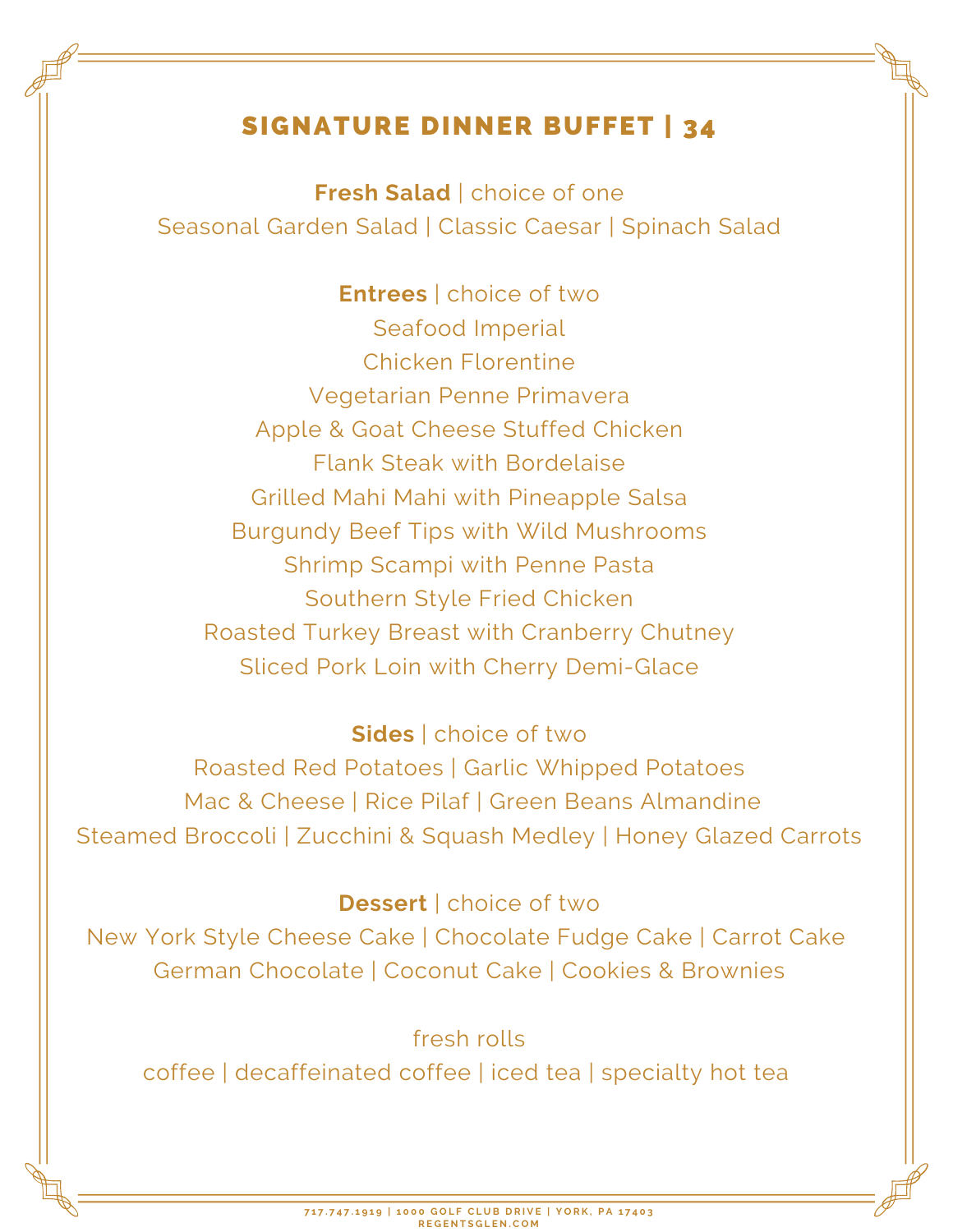# SIGNATURE DINNER BUFFET | 34

**Fresh Salad** | choice of one

Seasonal Garden Salad | Classic Caesar | Spinach Salad

**Entrees** | choice of two

Seafood Imperial

Chicken Florentine

Vegetarian Penne Primavera

Apple & Goat Cheese Stuffed Chicken

Flank Steak with Bordelaise

Grilled Mahi Mahi with Pineapple Salsa

Burgundy Beef Tips with Wild Mushrooms

Shrimp Scampi with Penne Pasta

Southern Style Fried Chicken

Roasted Turkey Breast with Cranberry Chutney

Sliced Pork Loin with Cherry Demi-Glace

**Sides** | choice of two

Roasted Red Potatoes | Garlic Whipped Potatoes

Mac & Cheese | Rice Pilaf | Green Beans Almandine

Steamed Broccoli | Zucchini & Squash Medley | Honey Glazed Carrots

**Dessert** | choice of two

New York Style Cheese Cake | Chocolate Fudge Cake | Carrot Cake

German Chocolate | Coconut Cake | Cookies & Brownies

fresh rolls

coffee | decaffeinated coffee | iced tea | specialty hot tea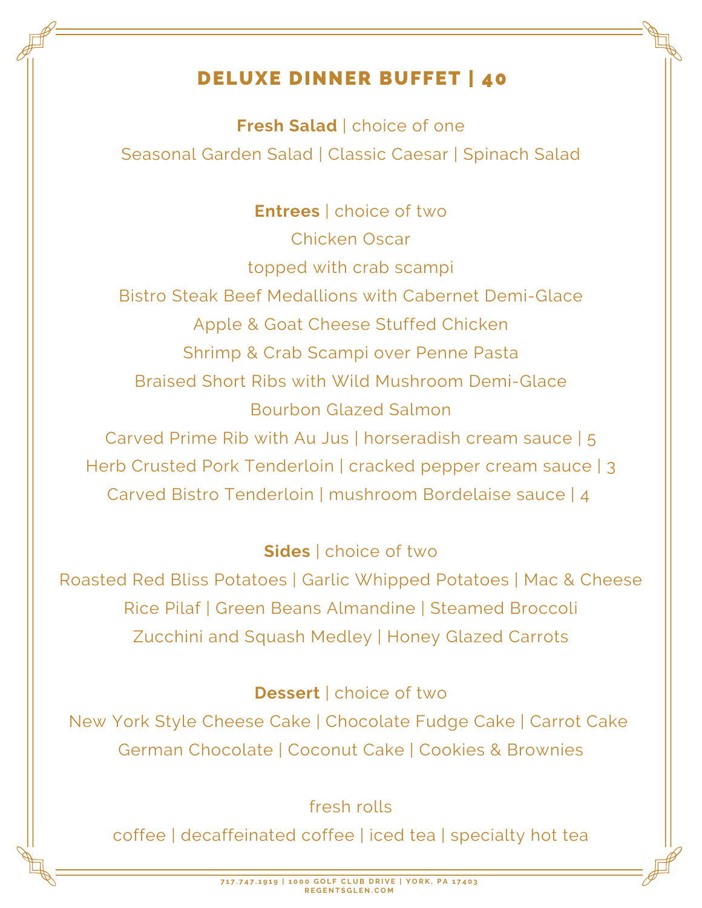# DELUXE DINNER BUFFET | 40

**Fresh Salad** | choice of one

Seasonal Garden Salad | Classic Caesar | Spinach Salad

**Entrees** | choice of two

Chicken Oscar

topped with crab scampi

Bistro Steak Beef Medallions with Cabernet Demi-Glace

Apple & Goat Cheese Stuffed Chicken

Shrimp & Crab Scampi over Penne Pasta

Braised Short Ribs with Wild Mushroom Demi-Glace

Bourbon Glazed Salmon

Carved Prime Rib with Au Jus | horseradish cream sauce | 5

Herb Crusted Pork Tenderloin | cracked pepper cream sauce | 3

Carved Bistro Tenderloin | mushroom Bordelaise sauce | 4

**Sides** | choice of two

Roasted Red Bliss Potatoes | Garlic Whipped Potatoes | Mac & Cheese

Rice Pilaf | Green Beans Almandine | Steamed Broccoli

Zucchini and Squash Medley | Honey Glazed Carrots

**Dessert** | choice of two

New York Style Cheese Cake | Chocolate Fudge Cake | Carrot Cake

German Chocolate | Coconut Cake | Cookies & Brownies

fresh rolls

coffee | decaffeinated coffee | iced tea | specialty hot tea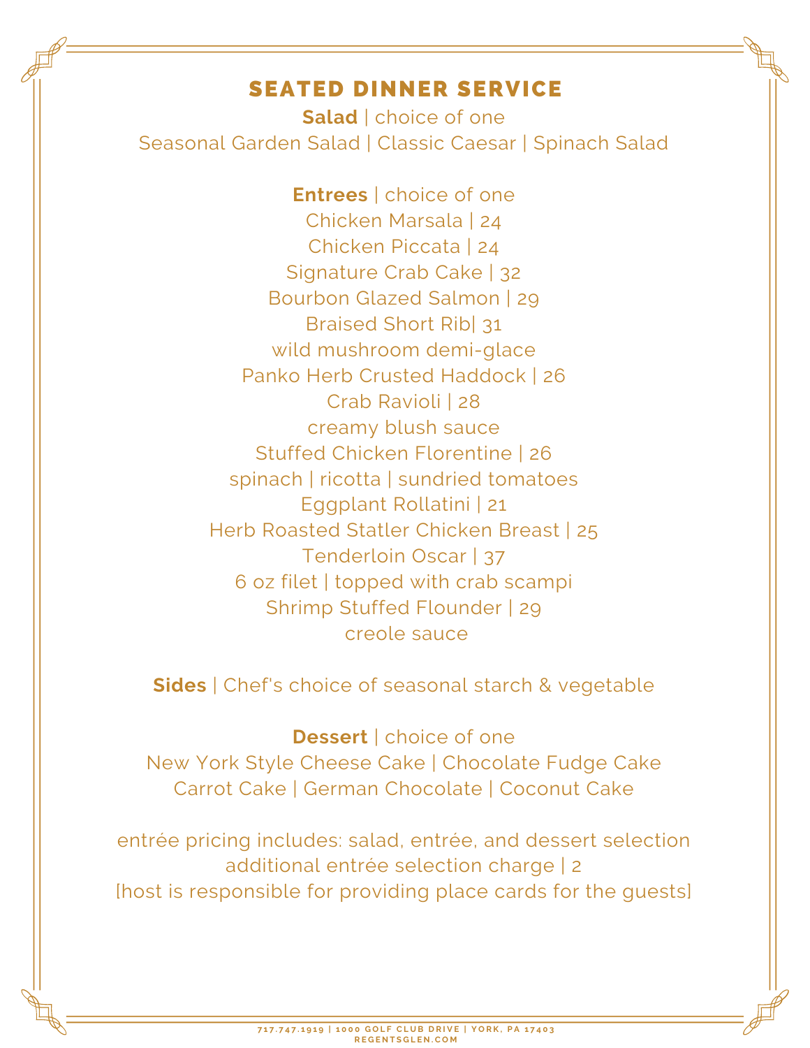# SEATED DINNER SERVICE

**Salad** | choice of one

Seasonal Garden Salad | Classic Caesar | Spinach Salad

**Entrees** | choice of one

Chicken Marsala | 24

Chicken Piccata | 24

Signature Crab Cake | 32

Bourbon Glazed Salmon | 29

Braised Short Rib| 31

wild mushroom demi-glace

Panko Herb Crusted Haddock | 26

Crab Ravioli | 28

creamy blush sauce

Stuffed Chicken Florentine | 26

spinach | ricotta | sundried tomatoes

Eggplant Rollatini | 21

Herb Roasted Statler Chicken Breast | 25

Tenderloin Oscar | 37

6 oz filet | topped with crab scampi

Shrimp Stuffed Flounder | 29

creole sauce

**Sides** | Chef's choice of seasonal starch & vegetable

**Dessert** | choice of one

New York Style Cheese Cake | Chocolate Fudge Cake

Carrot Cake | German Chocolate | Coconut Cake

entrée pricing includes: salad, entrée, and dessert selection

additional entrée selection charge | 2

[host is responsible for providing place cards for the guests]

717.747.1919 | 1000 GOLF CLUB DRIVE | YORK, PA 17403

REGENTSGLEN.COM